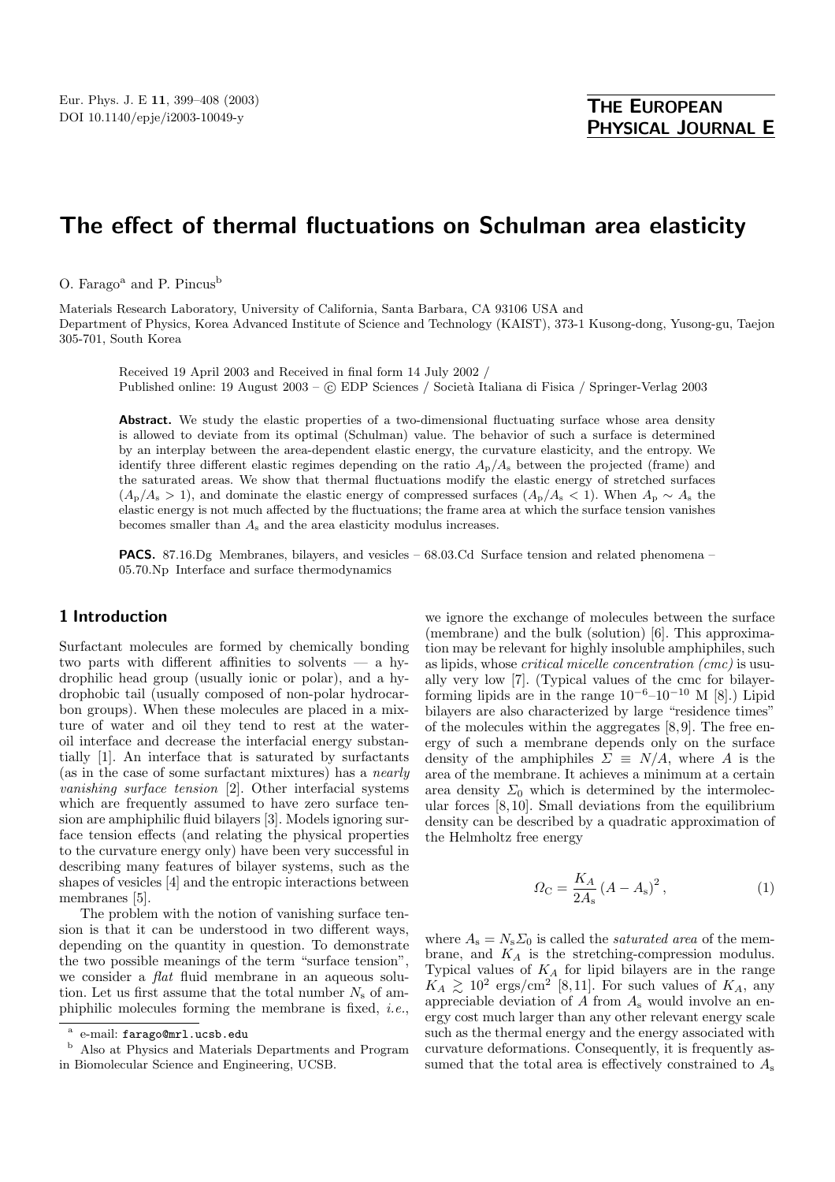# The effect of thermal fluctuations on Schulman area elasticity

O. Farago[a] and P. Pincus[b]

Materials Research Laboratory, University of California, Santa Barbara, CA 93106 USA and
Department of Physics, Korea Advanced Institute of Science and Technology (KAIST), 373-1 Kusong-dong, Yusong-gu, Taejon 305-701, South Korea

Received 19 April 2003 and Received in final form 14 July 2002 /
Published online: 19 August 2003 – © EDP Sciences / Società Italiana di Fisica / Springer-Verlag 2003

**Abstract.** We study the elastic properties of a two-dimensional fluctuating surface whose area density is allowed to deviate from its optimal (Schulman) value. The behavior of such a surface is determined by an interplay between the area-dependent elastic energy, the curvature elasticity, and the entropy. We identify three different elastic regimes depending on the ratio $A_p/A_s$ between the projected (frame) and the saturated areas. We show that thermal fluctuations modify the elastic energy of stretched surfaces ($A_p/A_s > 1$), and dominate the elastic energy of compressed surfaces ($A_p/A_s < 1$). When $A_p \sim A_s$ the elastic energy is not much affected by the fluctuations; the frame area at which the surface tension vanishes becomes smaller than $A_s$ and the area elasticity modulus increases.

**PACS.** 87.16.Dg Membranes, bilayers, and vesicles – 68.03.Cd Surface tension and related phenomena – 05.70.Np Interface and surface thermodynamics

## 1 Introduction

Surfactant molecules are formed by chemically bonding two parts with different affinities to solvents — a hydrophilic head group (usually ionic or polar), and a hydrophobic tail (usually composed of non-polar hydrocarbon groups). When these molecules are placed in a mixture of water and oil they tend to rest at the water-oil interface and decrease the interfacial energy substantially [1]. An interface that is saturated by surfactants (as in the case of some surfactant mixtures) has a *nearly vanishing surface tension* [2]. Other interfacial systems which are frequently assumed to have zero surface tension are amphiphilic fluid bilayers [3]. Models ignoring surface tension effects (and relating the physical properties to the curvature energy only) have been very successful in describing many features of bilayer systems, such as the shapes of vesicles [4] and the entropic interactions between membranes [5].

The problem with the notion of vanishing surface tension is that it can be understood in two different ways, depending on the quantity in question. To demonstrate the two possible meanings of the term "surface tension", we consider a *flat* fluid membrane in an aqueous solution. Let us first assume that the total number $N_s$ of amphiphilic molecules forming the membrane is fixed, *i.e.*, we ignore the exchange of molecules between the surface (membrane) and the bulk (solution) [6]. This approximation may be relevant for highly insoluble amphiphiles, such as lipids, whose *critical micelle concentration (cmc)* is usually very low [7]. (Typical values of the cmc for bilayer-forming lipids are in the range $10^{-6}$–$10^{-10}$ M [8].) Lipid bilayers are also characterized by large "residence times" of the molecules within the aggregates [8,9]. The free energy of such a membrane depends only on the surface density of the amphiphiles $\Sigma \equiv N/A$, where $A$ is the area of the membrane. It achieves a minimum at a certain area density $\Sigma_0$ which is determined by the intermolecular forces [8,10]. Small deviations from the equilibrium density can be described by a quadratic approximation of the Helmholtz free energy

$$\Omega_C = \frac{K_A}{2A_s}\left(A - A_s\right)^2, \tag{1}$$

where $A_s = N_s\Sigma_0$ is called the *saturated area* of the membrane, and $K_A$ is the stretching-compression modulus. Typical values of $K_A$ for lipid bilayers are in the range $K_A \gtrsim 10^2$ ergs/cm$^2$ [8,11]. For such values of $K_A$, any appreciable deviation of $A$ from $A_s$ would involve an energy cost much larger than any other relevant energy scale such as the thermal energy and the energy associated with curvature deformations. Consequently, it is frequently assumed that the total area is effectively constrained to $A_s$

---

[a] e-mail: farago@mrl.ucsb.edu

[b] Also at Physics and Materials Departments and Program in Biomolecular Science and Engineering, UCSB.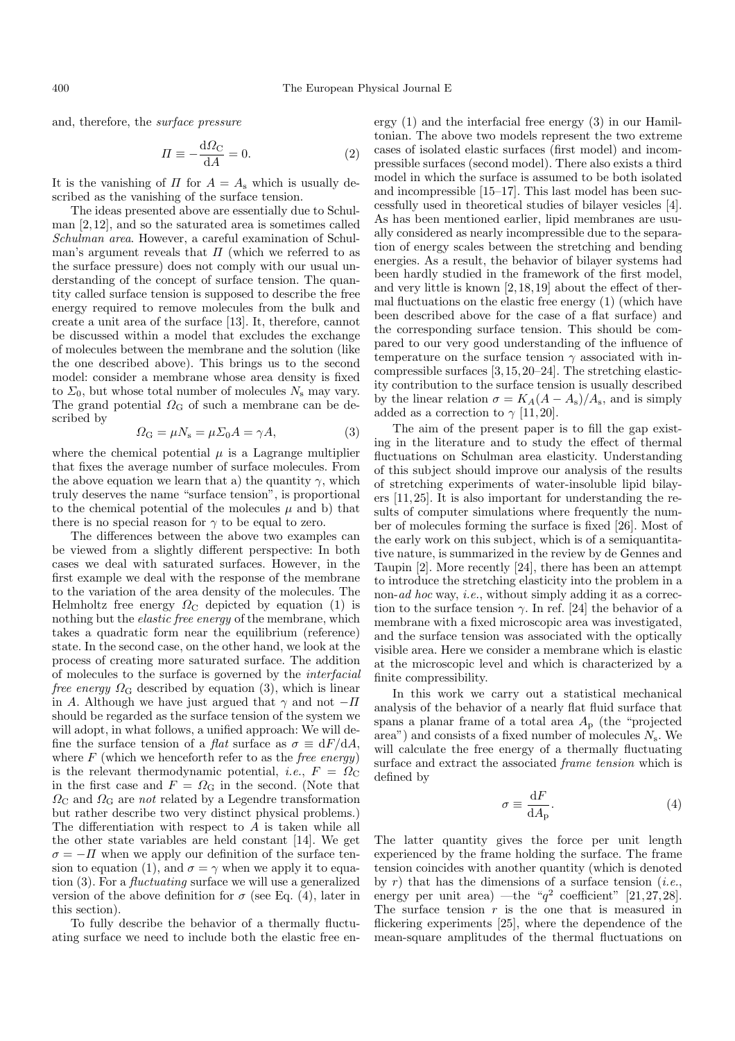and, therefore, the *surface pressure*

$$\Pi \equiv -\frac{\mathrm{d}\Omega_{\mathrm{C}}}{\mathrm{d}A} = 0. \tag{2}$$

It is the vanishing of $\Pi$ for $A = A_{\mathrm{s}}$ which is usually described as the vanishing of the surface tension.

The ideas presented above are essentially due to Schulman [2,12], and so the saturated area is sometimes called *Schulman area*. However, a careful examination of Schulman's argument reveals that $\Pi$ (which we referred to as the surface pressure) does not comply with our usual understanding of the concept of surface tension. The quantity called surface tension is supposed to describe the free energy required to remove molecules from the bulk and create a unit area of the surface [13]. It, therefore, cannot be discussed within a model that excludes the exchange of molecules between the membrane and the solution (like the one described above). This brings us to the second model: consider a membrane whose area density is fixed to $\Sigma_0$, but whose total number of molecules $N_{\mathrm{s}}$ may vary. The grand potential $\Omega_{\mathrm{G}}$ of such a membrane can be described by

$$\Omega_{\mathrm{G}} = \mu N_{\mathrm{s}} = \mu \Sigma_0 A = \gamma A, \tag{3}$$

where the chemical potential $\mu$ is a Lagrange multiplier that fixes the average number of surface molecules. From the above equation we learn that a) the quantity $\gamma$, which truly deserves the name "surface tension", is proportional to the chemical potential of the molecules $\mu$ and b) that there is no special reason for $\gamma$ to be equal to zero.

The differences between the above two examples can be viewed from a slightly different perspective: In both cases we deal with saturated surfaces. However, in the first example we deal with the response of the membrane to the variation of the area density of the molecules. The Helmholtz free energy $\Omega_{\mathrm{C}}$ depicted by equation (1) is nothing but the *elastic free energy* of the membrane, which takes a quadratic form near the equilibrium (reference) state. In the second case, on the other hand, we look at the process of creating more saturated surface. The addition of molecules to the surface is governed by the *interfacial free energy* $\Omega_{\mathrm{G}}$ described by equation (3), which is linear in $A$. Although we have just argued that $\gamma$ and not $-\Pi$ should be regarded as the surface tension of the system we will adopt, in what follows, a unified approach: We will define the surface tension of a *flat* surface as $\sigma \equiv \mathrm{d}F/\mathrm{d}A$, where $F$ (which we henceforth refer to as the *free energy*) is the relevant thermodynamic potential, *i.e.*, $F = \Omega_{\mathrm{C}}$ in the first case and $F = \Omega_{\mathrm{G}}$ in the second. (Note that $\Omega_{\mathrm{C}}$ and $\Omega_{\mathrm{G}}$ are *not* related by a Legendre transformation but rather describe two very distinct physical problems.) The differentiation with respect to $A$ is taken while all the other state variables are held constant [14]. We get $\sigma = -\Pi$ when we apply our definition of the surface tension to equation (1), and $\sigma = \gamma$ when we apply it to equation (3). For a *fluctuating* surface we will use a generalized version of the above definition for $\sigma$ (see Eq. (4), later in this section).

To fully describe the behavior of a thermally fluctuating surface we need to include both the elastic free energy (1) and the interfacial free energy (3) in our Hamiltonian. The above two models represent the two extreme cases of isolated elastic surfaces (first model) and incompressible surfaces (second model). There also exists a third model in which the surface is assumed to be both isolated and incompressible [15–17]. This last model has been successfully used in theoretical studies of bilayer vesicles [4]. As has been mentioned earlier, lipid membranes are usually considered as nearly incompressible due to the separation of energy scales between the stretching and bending energies. As a result, the behavior of bilayer systems had been hardly studied in the framework of the first model, and very little is known [2,18,19] about the effect of thermal fluctuations on the elastic free energy (1) (which have been described above for the case of a flat surface) and the corresponding surface tension. This should be compared to our very good understanding of the influence of temperature on the surface tension $\gamma$ associated with incompressible surfaces [3,15,20–24]. The stretching elasticity contribution to the surface tension is usually described by the linear relation $\sigma = K_A(A - A_{\mathrm{s}})/A_{\mathrm{s}}$, and is simply added as a correction to $\gamma$ [11,20].

The aim of the present paper is to fill the gap existing in the literature and to study the effect of thermal fluctuations on Schulman area elasticity. Understanding of this subject should improve our analysis of the results of stretching experiments of water-insoluble lipid bilayers [11,25]. It is also important for understanding the results of computer simulations where frequently the number of molecules forming the surface is fixed [26]. Most of the early work on this subject, which is of a semiquantitative nature, is summarized in the review by de Gennes and Taupin [2]. More recently [24], there has been an attempt to introduce the stretching elasticity into the problem in a non-*ad hoc* way, *i.e.*, without simply adding it as a correction to the surface tension $\gamma$. In ref. [24] the behavior of a membrane with a fixed microscopic area was investigated, and the surface tension was associated with the optically visible area. Here we consider a membrane which is elastic at the microscopic level and which is characterized by a finite compressibility.

In this work we carry out a statistical mechanical analysis of the behavior of a nearly flat fluid surface that spans a planar frame of a total area $A_{\mathrm{p}}$ (the "projected area") and consists of a fixed number of molecules $N_{\mathrm{s}}$. We will calculate the free energy of a thermally fluctuating surface and extract the associated *frame tension* which is defined by

$$\sigma \equiv \frac{\mathrm{d}F}{\mathrm{d}A_{\mathrm{p}}}. \tag{4}$$

The latter quantity gives the force per unit length experienced by the frame holding the surface. The frame tension coincides with another quantity (which is denoted by $r$) that has the dimensions of a surface tension (*i.e.*, energy per unit area) —the "$q^2$ coefficient" [21,27,28]. The surface tension $r$ is the one that is measured in flickering experiments [25], where the dependence of the mean-square amplitudes of the thermal fluctuations on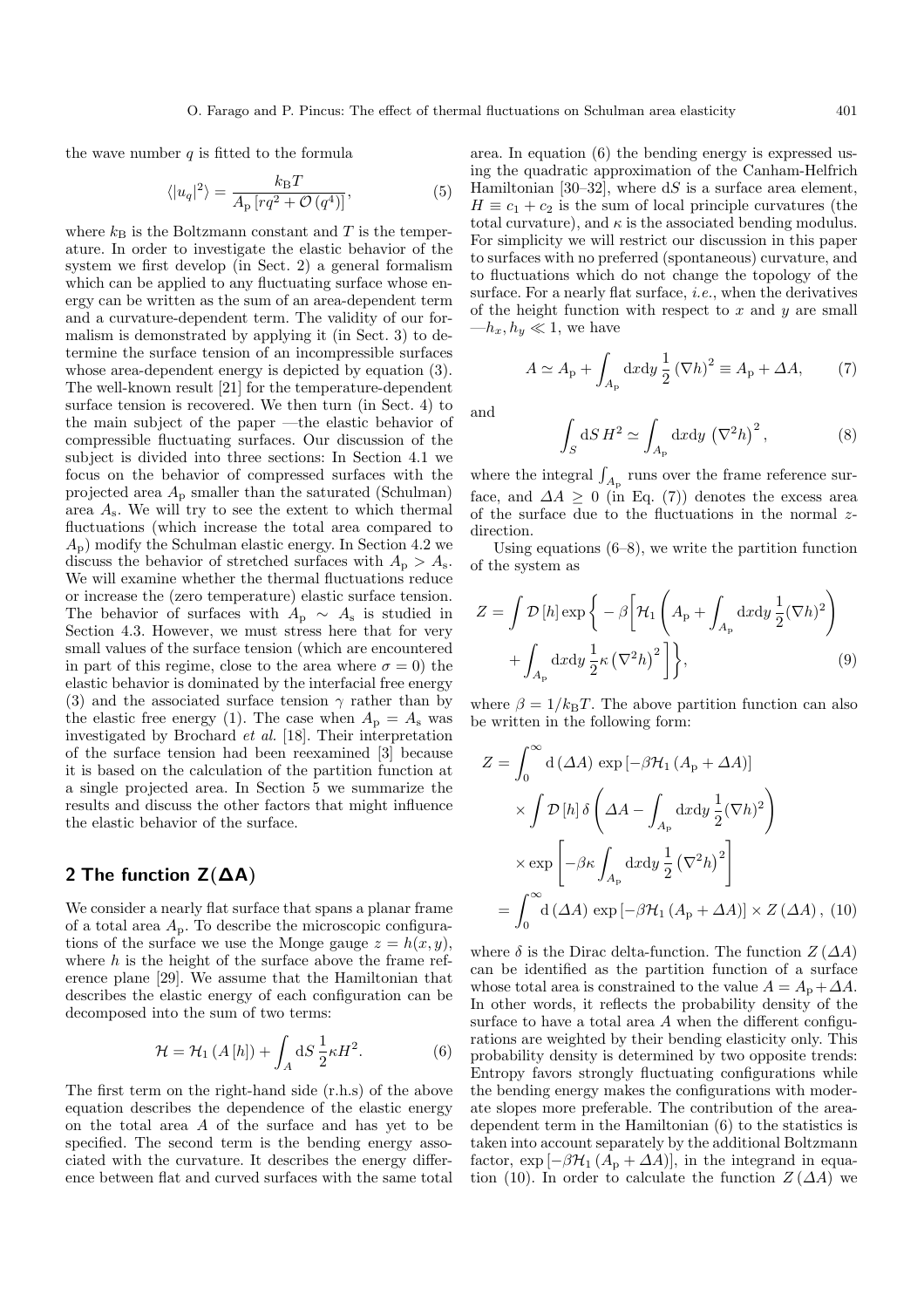the wave number $q$ is fitted to the formula

$$\langle |u_q|^2 \rangle = \frac{k_B T}{A_p \left[ r q^2 + \mathcal{O}\left(q^4\right) \right]}, \qquad (5)$$

where $k_B$ is the Boltzmann constant and $T$ is the temperature. In order to investigate the elastic behavior of the system we first develop (in Sect. 2) a general formalism which can be applied to any fluctuating surface whose energy can be written as the sum of an area-dependent term and a curvature-dependent term. The validity of our formalism is demonstrated by applying it (in Sect. 3) to determine the surface tension of an incompressible surfaces whose area-dependent energy is depicted by equation (3). The well-known result [21] for the temperature-dependent surface tension is recovered. We then turn (in Sect. 4) to the main subject of the paper —the elastic behavior of compressible fluctuating surfaces. Our discussion of the subject is divided into three sections: In Section 4.1 we focus on the behavior of compressed surfaces with the projected area $A_p$ smaller than the saturated (Schulman) area $A_s$. We will try to see the extent to which thermal fluctuations (which increase the total area compared to $A_p$) modify the Schulman elastic energy. In Section 4.2 we discuss the behavior of stretched surfaces with $A_p > A_s$. We will examine whether the thermal fluctuations reduce or increase the (zero temperature) elastic surface tension. The behavior of surfaces with $A_p \sim A_s$ is studied in Section 4.3. However, we must stress here that for very small values of the surface tension (which are encountered in part of this regime, close to the area where $\sigma = 0$) the elastic behavior is dominated by the interfacial free energy (3) and the associated surface tension $\gamma$ rather than by the elastic free energy (1). The case when $A_p = A_s$ was investigated by Brochard *et al.* [18]. Their interpretation of the surface tension had been reexamined [3] because it is based on the calculation of the partition function at a single projected area. In Section 5 we summarize the results and discuss the other factors that might influence the elastic behavior of the surface.

## 2 The function $Z(\Delta A)$

We consider a nearly flat surface that spans a planar frame of a total area $A_p$. To describe the microscopic configurations of the surface we use the Monge gauge $z = h(x, y)$, where $h$ is the height of the surface above the frame reference plane [29]. We assume that the Hamiltonian that describes the elastic energy of each configuration can be decomposed into the sum of two terms:

$$\mathcal{H} = \mathcal{H}_1\left(A\left[h\right]\right) + \int_A dS \, \frac{1}{2} \kappa H^2. \qquad (6)$$

The first term on the right-hand side (r.h.s) of the above equation describes the dependence of the elastic energy on the total area $A$ of the surface and has yet to be specified. The second term is the bending energy associated with the curvature. It describes the energy difference between flat and curved surfaces with the same total area. In equation (6) the bending energy is expressed using the quadratic approximation of the Canham-Helfrich Hamiltonian [30–32], where $dS$ is a surface area element, $H \equiv c_1 + c_2$ is the sum of local principle curvatures (the total curvature), and $\kappa$ is the associated bending modulus. For simplicity we will restrict our discussion in this paper to surfaces with no preferred (spontaneous) curvature, and to fluctuations which do not change the topology of the surface. For a nearly flat surface, *i.e.*, when the derivatives of the height function with respect to $x$ and $y$ are small —$h_x, h_y \ll 1$, we have

$$A \simeq A_p + \int_{A_p} dx dy \, \frac{1}{2} \left(\nabla h\right)^2 \equiv A_p + \Delta A, \qquad (7)$$

and

$$\int_S dS \, H^2 \simeq \int_{A_p} dx dy \, \left(\nabla^2 h\right)^2, \qquad (8)$$

where the integral $\int_{A_p}$ runs over the frame reference surface, and $\Delta A \geq 0$ (in Eq. (7)) denotes the excess area of the surface due to the fluctuations in the normal $z$-direction.

Using equations (6–8), we write the partition function of the system as

$$Z = \int \mathcal{D}\left[h\right] \exp\left\{ -\beta \left[ \mathcal{H}_1 \left( A_p + \int_{A_p} dx dy \, \frac{1}{2} (\nabla h)^2 \right) + \int_{A_p} dx dy \, \frac{1}{2} \kappa \left(\nabla^2 h\right)^2 \right] \right\}, \qquad (9)$$

where $\beta = 1/k_B T$. The above partition function can also be written in the following form:

$$\begin{aligned} Z &= \int_0^\infty d\left(\Delta A\right) \, \exp\left[-\beta \mathcal{H}_1\left(A_p + \Delta A\right)\right] \\ &\quad \times \int \mathcal{D}\left[h\right] \delta\left( \Delta A - \int_{A_p} dx dy \, \frac{1}{2} (\nabla h)^2 \right) \\ &\quad \times \exp\left[ -\beta \kappa \int_{A_p} dx dy \, \frac{1}{2} \left(\nabla^2 h\right)^2 \right] \\ &= \int_0^\infty d\left(\Delta A\right) \, \exp\left[-\beta \mathcal{H}_1\left(A_p + \Delta A\right)\right] \times Z\left(\Delta A\right), \end{aligned} \qquad (10)$$

where $\delta$ is the Dirac delta-function. The function $Z\left(\Delta A\right)$ can be identified as the partition function of a surface whose total area is constrained to the value $A = A_p + \Delta A$. In other words, it reflects the probability density of the surface to have a total area $A$ when the different configurations are weighted by their bending elasticity only. This probability density is determined by two opposite trends: Entropy favors strongly fluctuating configurations while the bending energy makes the configurations with moderate slopes more preferable. The contribution of the area-dependent term in the Hamiltonian (6) to the statistics is taken into account separately by the additional Boltzmann factor, $\exp\left[-\beta \mathcal{H}_1\left(A_p + \Delta A\right)\right]$, in the integrand in equation (10). In order to calculate the function $Z\left(\Delta A\right)$ we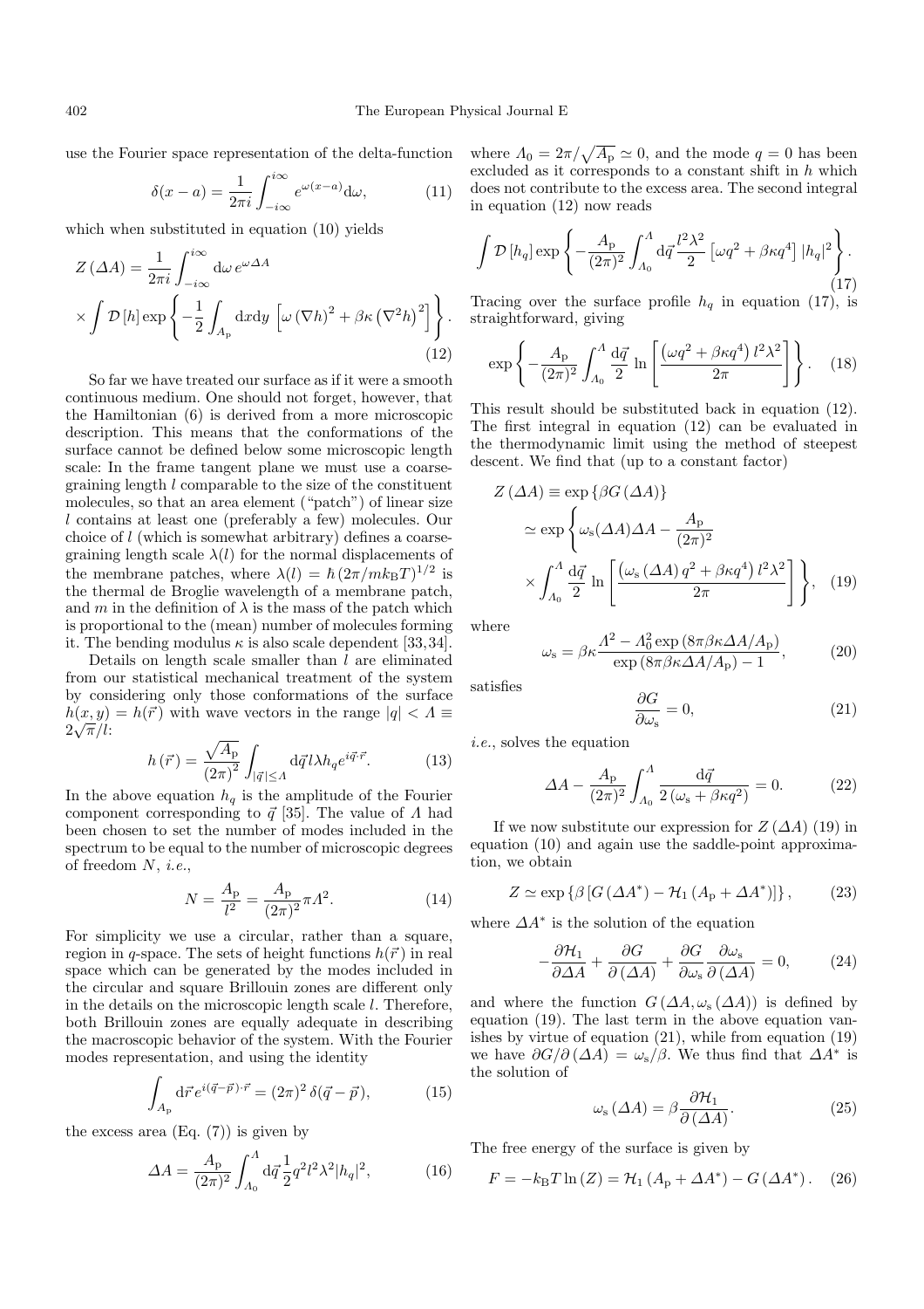use the Fourier space representation of the delta-function

$$\delta(x-a) = \frac{1}{2\pi i}\int_{-i\infty}^{i\infty} e^{\omega(x-a)}\mathrm{d}\omega, \tag{11}$$

which when substituted in equation (10) yields

$$Z(\Delta A) = \frac{1}{2\pi i}\int_{-i\infty}^{i\infty}\mathrm{d}\omega\, e^{\omega \Delta A} \times \int \mathcal{D}[h]\exp\left\{-\frac{1}{2}\int_{A_\mathrm{p}}\mathrm{d}x\mathrm{d}y\,\left[\omega\left(\nabla h\right)^2 + \beta\kappa\left(\nabla^2 h\right)^2\right]\right\}. \tag{12}$$

So far we have treated our surface as if it were a smooth continuous medium. One should not forget, however, that the Hamiltonian (6) is derived from a more microscopic description. This means that the conformations of the surface cannot be defined below some microscopic length scale: In the frame tangent plane we must use a coarse-graining length $l$ comparable to the size of the constituent molecules, so that an area element ("patch") of linear size $l$ contains at least one (preferably a few) molecules. Our choice of $l$ (which is somewhat arbitrary) defines a coarse-graining length scale $\lambda(l)$ for the normal displacements of the membrane patches, where $\lambda(l) = \hbar\left(2\pi/mk_\mathrm{B}T\right)^{1/2}$ is the thermal de Broglie wavelength of a membrane patch, and $m$ in the definition of $\lambda$ is the mass of the patch which is proportional to the (mean) number of molecules forming it. The bending modulus $\kappa$ is also scale dependent [33,34].

Details on length scale smaller than $l$ are eliminated from our statistical mechanical treatment of the system by considering only those conformations of the surface $h(x,y) = h(\vec{r})$ with wave vectors in the range $|q| < \Lambda \equiv 2\sqrt{\pi}/l$:

$$h(\vec{r}) = \frac{\sqrt{A_\mathrm{p}}}{(2\pi)^2}\int_{|\vec{q}|\leq\Lambda}\mathrm{d}\vec{q}\, l\lambda h_q e^{i\vec{q}\cdot\vec{r}}. \tag{13}$$

In the above equation $h_q$ is the amplitude of the Fourier component corresponding to $\vec{q}$ [35]. The value of $\Lambda$ had been chosen to set the number of modes included in the spectrum to be equal to the number of microscopic degrees of freedom $N$, *i.e.*,

$$N = \frac{A_\mathrm{p}}{l^2} = \frac{A_\mathrm{p}}{(2\pi)^2}\pi\Lambda^2. \tag{14}$$

For simplicity we use a circular, rather than a square, region in $q$-space. The sets of height functions $h(\vec{r})$ in real space which can be generated by the modes included in the circular and square Brillouin zones are different only in the details on the microscopic length scale $l$. Therefore, both Brillouin zones are equally adequate in describing the macroscopic behavior of the system. With the Fourier modes representation, and using the identity

$$\int_{A_\mathrm{p}}\mathrm{d}\vec{r}\, e^{i(\vec{q}-\vec{p})\cdot\vec{r}} = (2\pi)^2\,\delta(\vec{q}-\vec{p}), \tag{15}$$

the excess area (Eq. (7)) is given by

$$\Delta A = \frac{A_\mathrm{p}}{(2\pi)^2}\int_{\Lambda_0}^{\Lambda}\mathrm{d}\vec{q}\,\frac{1}{2}q^2 l^2\lambda^2|h_q|^2, \tag{16}$$

where $\Lambda_0 = 2\pi/\sqrt{A_\mathrm{p}} \simeq 0$, and the mode $q = 0$ has been excluded as it corresponds to a constant shift in $h$ which does not contribute to the excess area. The second integral in equation (12) now reads

$$\int \mathcal{D}[h_q]\exp\left\{-\frac{A_\mathrm{p}}{(2\pi)^2}\int_{\Lambda_0}^{\Lambda}\mathrm{d}\vec{q}\,\frac{l^2\lambda^2}{2}\left[\omega q^2 + \beta\kappa q^4\right]|h_q|^2\right\}. \tag{17}$$

Tracing over the surface profile $h_q$ in equation (17), is straightforward, giving

$$\exp\left\{-\frac{A_\mathrm{p}}{(2\pi)^2}\int_{\Lambda_0}^{\Lambda}\frac{\mathrm{d}\vec{q}}{2}\ln\left[\frac{\left(\omega q^2 + \beta\kappa q^4\right)l^2\lambda^2}{2\pi}\right]\right\}. \tag{18}$$

This result should be substituted back in equation (12). The first integral in equation (12) can be evaluated in the thermodynamic limit using the method of steepest descent. We find that (up to a constant factor)

$$Z(\Delta A) \equiv \exp\{\beta G(\Delta A)\} \simeq \exp\left\{\omega_\mathrm{s}(\Delta A)\Delta A - \frac{A_\mathrm{p}}{(2\pi)^2} \times \int_{\Lambda_0}^{\Lambda}\frac{\mathrm{d}\vec{q}}{2}\ln\left[\frac{\left(\omega_\mathrm{s}(\Delta A)\, q^2 + \beta\kappa q^4\right)l^2\lambda^2}{2\pi}\right]\right\}, \tag{19}$$

where

$$\omega_\mathrm{s} = \beta\kappa\frac{\Lambda^2 - \Lambda_0^2\exp\left(8\pi\beta\kappa\Delta A/A_\mathrm{p}\right)}{\exp\left(8\pi\beta\kappa\Delta A/A_\mathrm{p}\right) - 1}, \tag{20}$$

satisfies

$$\frac{\partial G}{\partial \omega_\mathrm{s}} = 0, \tag{21}$$

*i.e.*, solves the equation

$$\Delta A - \frac{A_\mathrm{p}}{(2\pi)^2}\int_{\Lambda_0}^{\Lambda}\frac{\mathrm{d}\vec{q}}{2\left(\omega_\mathrm{s} + \beta\kappa q^2\right)} = 0. \tag{22}$$

If we now substitute our expression for $Z(\Delta A)$ (19) in equation (10) and again use the saddle-point approximation, we obtain

$$Z \simeq \exp\left\{\beta\left[G(\Delta A^*) - \mathcal{H}_1(A_\mathrm{p} + \Delta A^*)\right]\right\}, \tag{23}$$

where $\Delta A^*$ is the solution of the equation

$$-\frac{\partial \mathcal{H}_1}{\partial \Delta A} + \frac{\partial G}{\partial(\Delta A)} + \frac{\partial G}{\partial \omega_\mathrm{s}}\frac{\partial \omega_\mathrm{s}}{\partial(\Delta A)} = 0, \tag{24}$$

and where the function $G(\Delta A, \omega_\mathrm{s}(\Delta A))$ is defined by equation (19). The last term in the above equation vanishes by virtue of equation (21), while from equation (19) we have $\partial G/\partial(\Delta A) = \omega_\mathrm{s}/\beta$. We thus find that $\Delta A^*$ is the solution of

$$\omega_\mathrm{s}(\Delta A) = \beta\frac{\partial \mathcal{H}_1}{\partial(\Delta A)}. \tag{25}$$

The free energy of the surface is given by

$$F = -k_\mathrm{B}T\ln(Z) = \mathcal{H}_1(A_\mathrm{p} + \Delta A^*) - G(\Delta A^*). \tag{26}$$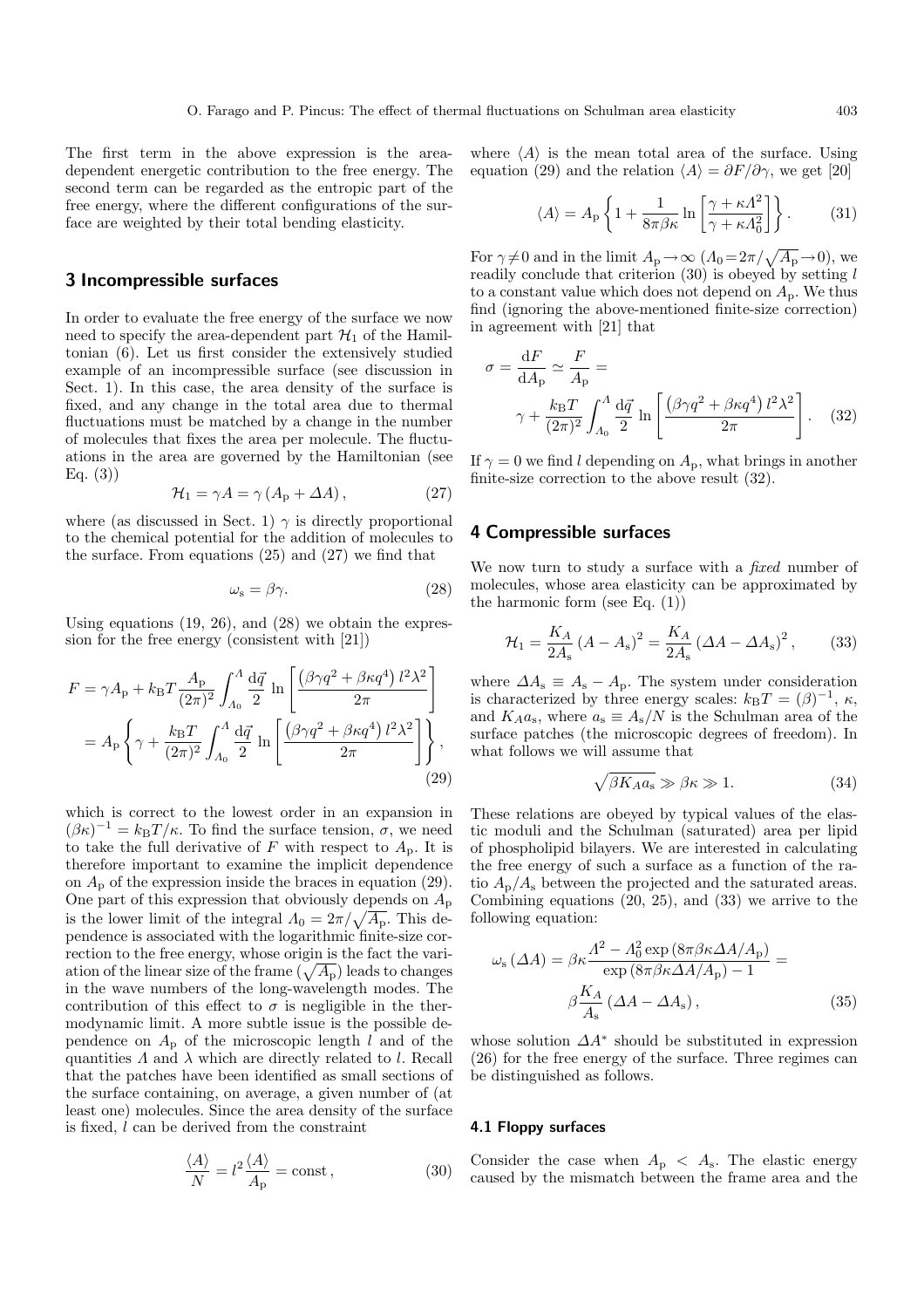The first term in the above expression is the area-dependent energetic contribution to the free energy. The second term can be regarded as the entropic part of the free energy, where the different configurations of the surface are weighted by their total bending elasticity.

## 3 Incompressible surfaces

In order to evaluate the free energy of the surface we now need to specify the area-dependent part $\mathcal{H}_1$ of the Hamiltonian (6). Let us first consider the extensively studied example of an incompressible surface (see discussion in Sect. 1). In this case, the area density of the surface is fixed, and any change in the total area due to thermal fluctuations must be matched by a change in the number of molecules that fixes the area per molecule. The fluctuations in the area are governed by the Hamiltonian (see Eq. (3))

$$\mathcal{H}_1 = \gamma A = \gamma \left(A_{\mathrm{p}} + \Delta A\right), \tag{27}$$

where (as discussed in Sect. 1) $\gamma$ is directly proportional to the chemical potential for the addition of molecules to the surface. From equations (25) and (27) we find that

$$\omega_{\mathrm{s}} = \beta\gamma. \tag{28}$$

Using equations (19, 26), and (28) we obtain the expression for the free energy (consistent with [21])

$$\begin{aligned} F &= \gamma A_{\mathrm{p}} + k_{\mathrm{B}}T \frac{A_{\mathrm{p}}}{(2\pi)^2} \int_{\Lambda_0}^{\Lambda} \frac{\mathrm{d}\vec{q}}{2} \ln\left[\frac{\left(\beta\gamma q^2 + \beta\kappa q^4\right) l^2 \lambda^2}{2\pi}\right] \\ &= A_{\mathrm{p}} \left\{\gamma + \frac{k_{\mathrm{B}}T}{(2\pi)^2} \int_{\Lambda_0}^{\Lambda} \frac{\mathrm{d}\vec{q}}{2} \ln\left[\frac{\left(\beta\gamma q^2 + \beta\kappa q^4\right) l^2 \lambda^2}{2\pi}\right]\right\}, \end{aligned} \tag{29}$$

which is correct to the lowest order in an expansion in $(\beta\kappa)^{-1} = k_{\mathrm{B}}T/\kappa$. To find the surface tension, $\sigma$, we need to take the full derivative of $F$ with respect to $A_{\mathrm{p}}$. It is therefore important to examine the implicit dependence on $A_{\mathrm{p}}$ of the expression inside the braces in equation (29). One part of this expression that obviously depends on $A_{\mathrm{p}}$ is the lower limit of the integral $\Lambda_0 = 2\pi/\sqrt{A_{\mathrm{p}}}$. This dependence is associated with the logarithmic finite-size correction to the free energy, whose origin is the fact the variation of the linear size of the frame ($\sqrt{A_{\mathrm{p}}}$) leads to changes in the wave numbers of the long-wavelength modes. The contribution of this effect to $\sigma$ is negligible in the thermodynamic limit. A more subtle issue is the possible dependence on $A_{\mathrm{p}}$ of the microscopic length $l$ and of the quantities $\Lambda$ and $\lambda$ which are directly related to $l$. Recall that the patches have been identified as small sections of the surface containing, on average, a given number of (at least one) molecules. Since the area density of the surface is fixed, $l$ can be derived from the constraint

$$\frac{\langle A \rangle}{N} = l^2 \frac{\langle A \rangle}{A_{\mathrm{p}}} = \mathrm{const}, \tag{30}$$

where $\langle A \rangle$ is the mean total area of the surface. Using equation (29) and the relation $\langle A \rangle = \partial F/\partial\gamma$, we get [20]

$$\langle A \rangle = A_{\mathrm{p}} \left\{1 + \frac{1}{8\pi\beta\kappa} \ln\left[\frac{\gamma + \kappa\Lambda^2}{\gamma + \kappa\Lambda_0^2}\right]\right\}. \tag{31}$$

For $\gamma \neq 0$ and in the limit $A_{\mathrm{p}} \to \infty$ ($\Lambda_0 = 2\pi/\sqrt{A_{\mathrm{p}}} \to 0$), we readily conclude that criterion (30) is obeyed by setting $l$ to a constant value which does not depend on $A_{\mathrm{p}}$. We thus find (ignoring the above-mentioned finite-size correction) in agreement with [21] that

$$\begin{aligned} \sigma = \frac{\mathrm{d}F}{\mathrm{d}A_{\mathrm{p}}} \simeq \frac{F}{A_{\mathrm{p}}} &= \\ \gamma + \frac{k_{\mathrm{B}}T}{(2\pi)^2} &\int_{\Lambda_0}^{\Lambda} \frac{\mathrm{d}\vec{q}}{2} \ln\left[\frac{\left(\beta\gamma q^2 + \beta\kappa q^4\right) l^2 \lambda^2}{2\pi}\right]. \end{aligned} \tag{32}$$

If $\gamma = 0$ we find $l$ depending on $A_{\mathrm{p}}$, what brings in another finite-size correction to the above result (32).

## 4 Compressible surfaces

We now turn to study a surface with a *fixed* number of molecules, whose area elasticity can be approximated by the harmonic form (see Eq. (1))

$$\mathcal{H}_1 = \frac{K_A}{2A_{\mathrm{s}}} \left(A - A_{\mathrm{s}}\right)^2 = \frac{K_A}{2A_{\mathrm{s}}} \left(\Delta A - \Delta A_{\mathrm{s}}\right)^2, \tag{33}$$

where $\Delta A_{\mathrm{s}} \equiv A_{\mathrm{s}} - A_{\mathrm{p}}$. The system under consideration is characterized by three energy scales: $k_{\mathrm{B}}T = (\beta)^{-1}$, $\kappa$, and $K_A a_{\mathrm{s}}$, where $a_{\mathrm{s}} \equiv A_{\mathrm{s}}/N$ is the Schulman area of the surface patches (the microscopic degrees of freedom). In what follows we will assume that

$$\sqrt{\beta K_A a_{\mathrm{s}}} \gg \beta\kappa \gg 1. \tag{34}$$

These relations are obeyed by typical values of the elastic moduli and the Schulman (saturated) area per lipid of phospholipid bilayers. We are interested in calculating the free energy of such a surface as a function of the ratio $A_{\mathrm{p}}/A_{\mathrm{s}}$ between the projected and the saturated areas. Combining equations (20, 25), and (33) we arrive to the following equation:

$$\begin{aligned} \omega_{\mathrm{s}}\left(\Delta A\right) = \beta\kappa \frac{\Lambda^2 - \Lambda_0^2 \exp\left(8\pi\beta\kappa\Delta A/A_{\mathrm{p}}\right)}{\exp\left(8\pi\beta\kappa\Delta A/A_{\mathrm{p}}\right) - 1} &= \\ \beta \frac{K_A}{A_{\mathrm{s}}} \left(\Delta A - \Delta A_{\mathrm{s}}\right)&, \end{aligned} \tag{35}$$

whose solution $\Delta A^*$ should be substituted in expression (26) for the free energy of the surface. Three regimes can be distinguished as follows.

#### 4.1 Floppy surfaces

Consider the case when $A_{\mathrm{p}} < A_{\mathrm{s}}$. The elastic energy caused by the mismatch between the frame area and the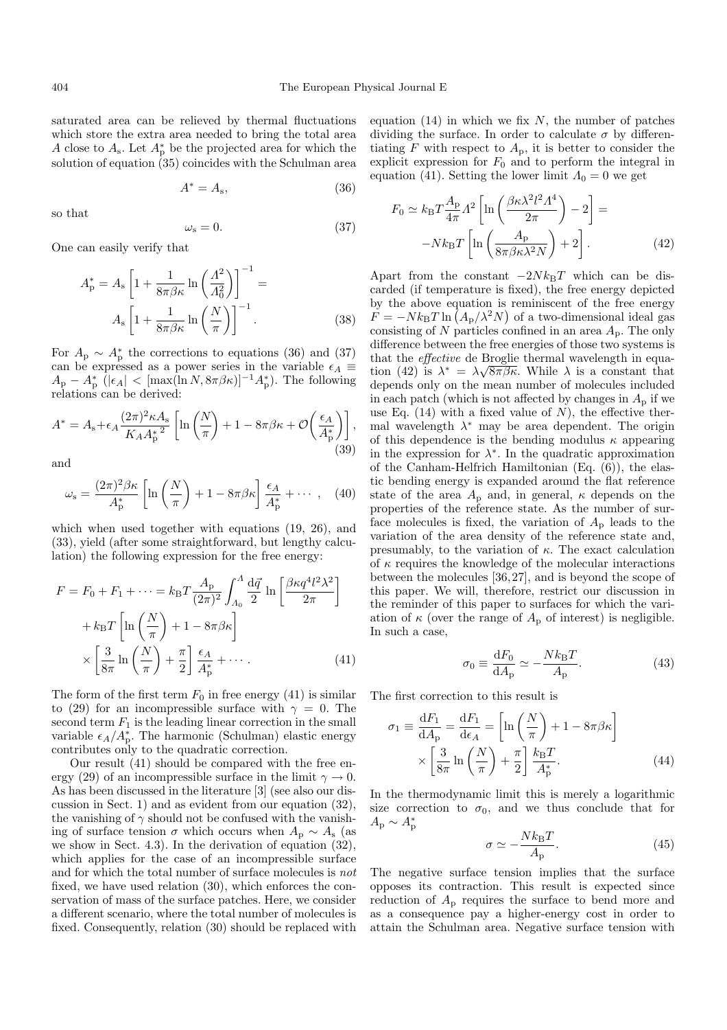saturated area can be relieved by thermal fluctuations which store the extra area needed to bring the total area $A$ close to $A_\mathrm{s}$. Let $A_\mathrm{p}^*$ be the projected area for which the solution of equation (35) coincides with the Schulman area

$$A^* = A_\mathrm{s}, \tag{36}$$

so that

$$\omega_\mathrm{s} = 0. \tag{37}$$

One can easily verify that

$$A_\mathrm{p}^* = A_\mathrm{s}\left[1 + \frac{1}{8\pi\beta\kappa}\ln\left(\frac{\Lambda^2}{\Lambda_0^2}\right)\right]^{-1} = A_\mathrm{s}\left[1 + \frac{1}{8\pi\beta\kappa}\ln\left(\frac{N}{\pi}\right)\right]^{-1}. \tag{38}$$

For $A_\mathrm{p} \sim A_\mathrm{p}^*$ the corrections to equations (36) and (37) can be expressed as a power series in the variable $\epsilon_A \equiv A_\mathrm{p} - A_\mathrm{p}^*$ ($|\epsilon_A| < [\max(\ln N, 8\pi\beta\kappa)]^{-1} A_\mathrm{p}^*$). The following relations can be derived:

$$A^* = A_\mathrm{s} + \epsilon_A \frac{(2\pi)^2\kappa A_\mathrm{s}}{K_A {A_\mathrm{p}^*}^2}\left[\ln\left(\frac{N}{\pi}\right) + 1 - 8\pi\beta\kappa + \mathcal{O}\left(\frac{\epsilon_A}{A_\mathrm{p}^*}\right)\right], \tag{39}$$

and

$$\omega_\mathrm{s} = \frac{(2\pi)^2\beta\kappa}{A_\mathrm{p}^*}\left[\ln\left(\frac{N}{\pi}\right) + 1 - 8\pi\beta\kappa\right]\frac{\epsilon_A}{A_\mathrm{p}^*} + \cdots, \tag{40}$$

which when used together with equations (19, 26), and (33), yield (after some straightforward, but lengthy calculation) the following expression for the free energy:

$$\begin{aligned} F = F_0 + F_1 + \cdots = k_\mathrm{B}T\frac{A_\mathrm{p}}{(2\pi)^2}\int_{\Lambda_0}^{\Lambda}\frac{\mathrm{d}\vec{q}}{2}\ln\left[\frac{\beta\kappa q^4 l^2\lambda^2}{2\pi}\right] \\ + k_\mathrm{B}T\left[\ln\left(\frac{N}{\pi}\right) + 1 - 8\pi\beta\kappa\right] \\ \times \left[\frac{3}{8\pi}\ln\left(\frac{N}{\pi}\right) + \frac{\pi}{2}\right]\frac{\epsilon_A}{A_\mathrm{p}^*} + \cdots. \end{aligned} \tag{41}$$

The form of the first term $F_0$ in free energy (41) is similar to (29) for an incompressible surface with $\gamma = 0$. The second term $F_1$ is the leading linear correction in the small variable $\epsilon_A/A_\mathrm{p}^*$. The harmonic (Schulman) elastic energy contributes only to the quadratic correction.

Our result (41) should be compared with the free energy (29) of an incompressible surface in the limit $\gamma \to 0$. As has been discussed in the literature [3] (see also our discussion in Sect. 1) and as evident from our equation (32), the vanishing of $\gamma$ should not be confused with the vanishing of surface tension $\sigma$ which occurs when $A_\mathrm{p} \sim A_\mathrm{s}$ (as we show in Sect. 4.3). In the derivation of equation (32), which applies for the case of an incompressible surface and for which the total number of surface molecules is *not* fixed, we have used relation (30), which enforces the conservation of mass of the surface patches. Here, we consider a different scenario, where the total number of molecules is fixed. Consequently, relation (30) should be replaced with equation (14) in which we fix $N$, the number of patches dividing the surface. In order to calculate $\sigma$ by differentiating $F$ with respect to $A_\mathrm{p}$, it is better to consider the explicit expression for $F_0$ and to perform the integral in equation (41). Setting the lower limit $\Lambda_0 = 0$ we get

$$F_0 \simeq k_\mathrm{B}T\frac{A_\mathrm{p}}{4\pi}\Lambda^2\left[\ln\left(\frac{\beta\kappa\lambda^2 l^2\Lambda^4}{2\pi}\right) - 2\right] = -Nk_\mathrm{B}T\left[\ln\left(\frac{A_\mathrm{p}}{8\pi\beta\kappa\lambda^2 N}\right) + 2\right]. \tag{42}$$

Apart from the constant $-2Nk_\mathrm{B}T$ which can be discarded (if temperature is fixed), the free energy depicted by the above equation is reminiscent of the free energy $F = -Nk_\mathrm{B}T\ln\left(A_\mathrm{p}/\lambda^2 N\right)$ of a two-dimensional ideal gas consisting of $N$ particles confined in an area $A_\mathrm{p}$. The only difference between the free energies of those two systems is that the *effective* de Broglie thermal wavelength in equation (42) is $\lambda^* = \lambda\sqrt{8\pi\beta\kappa}$. While $\lambda$ is a constant that depends only on the mean number of molecules included in each patch (which is not affected by changes in $A_\mathrm{p}$ if we use Eq. (14) with a fixed value of $N$), the effective thermal wavelength $\lambda^*$ may be area dependent. The origin of this dependence is the bending modulus $\kappa$ appearing in the expression for $\lambda^*$. In the quadratic approximation of the Canham-Helfrich Hamiltonian (Eq. (6)), the elastic bending energy is expanded around the flat reference state of the area $A_\mathrm{p}$ and, in general, $\kappa$ depends on the properties of the reference state. As the number of surface molecules is fixed, the variation of $A_\mathrm{p}$ leads to the variation of the area density of the reference state and, presumably, to the variation of $\kappa$. The exact calculation of $\kappa$ requires the knowledge of the molecular interactions between the molecules [36,27], and is beyond the scope of this paper. We will, therefore, restrict our discussion in the reminder of this paper to surfaces for which the variation of $\kappa$ (over the range of $A_\mathrm{p}$ of interest) is negligible. In such a case,

$$\sigma_0 \equiv \frac{\mathrm{d}F_0}{\mathrm{d}A_\mathrm{p}} \simeq -\frac{Nk_\mathrm{B}T}{A_\mathrm{p}}. \tag{43}$$

The first correction to this result is

$$\sigma_1 \equiv \frac{\mathrm{d}F_1}{\mathrm{d}A_\mathrm{p}} = \frac{\mathrm{d}F_1}{\mathrm{d}\epsilon_A} = \left[\ln\left(\frac{N}{\pi}\right) + 1 - 8\pi\beta\kappa\right] \times \left[\frac{3}{8\pi}\ln\left(\frac{N}{\pi}\right) + \frac{\pi}{2}\right]\frac{k_\mathrm{B}T}{A_\mathrm{p}^*}. \tag{44}$$

In the thermodynamic limit this is merely a logarithmic size correction to $\sigma_0$, and we thus conclude that for $A_\mathrm{p} \sim A_\mathrm{p}^*$

$$\sigma \simeq -\frac{Nk_\mathrm{B}T}{A_\mathrm{p}}. \tag{45}$$

The negative surface tension implies that the surface opposes its contraction. This result is expected since reduction of $A_\mathrm{p}$ requires the surface to bend more and as a consequence pay a higher-energy cost in order to attain the Schulman area. Negative surface tension with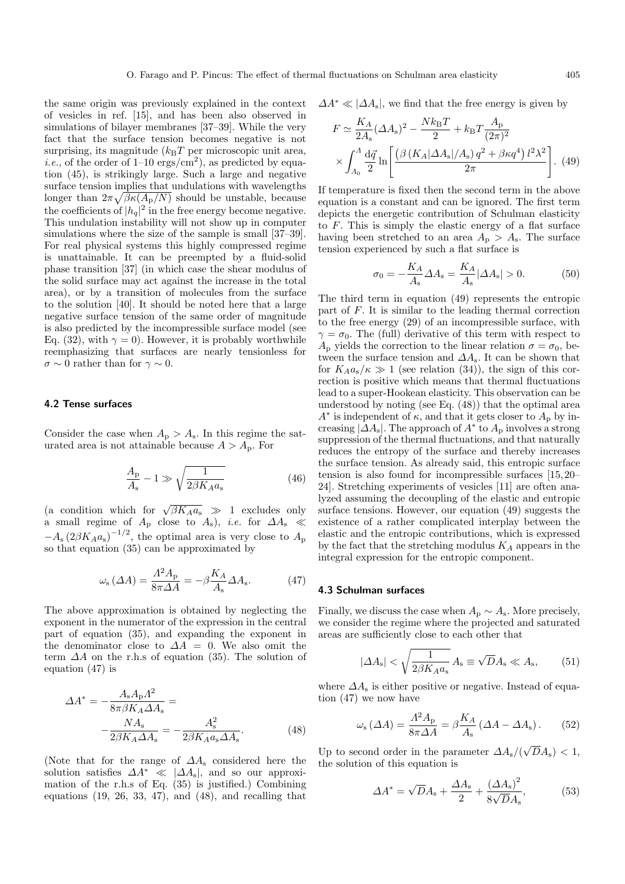the same origin was previously explained in the context of vesicles in ref. [15], and has been also observed in simulations of bilayer membranes [37–39]. While the very fact that the surface tension becomes negative is not surprising, its magnitude ($k_BT$ per microscopic unit area, *i.e.*, of the order of 1–10 ergs/cm$^2$), as predicted by equation (45), is strikingly large. Such a large and negative surface tension implies that undulations with wavelengths longer than $2\pi\sqrt{\beta\kappa(A_p/N)}$ should be unstable, because the coefficients of $|h_q|^2$ in the free energy become negative. This undulation instability will not show up in computer simulations where the size of the sample is small [37–39]. For real physical systems this highly compressed regime is unattainable. It can be preempted by a fluid-solid phase transition [37] (in which case the shear modulus of the solid surface may act against the increase in the total area), or by a transition of molecules from the surface to the solution [40]. It should be noted here that a large negative surface tension of the same order of magnitude is also predicted by the incompressible surface model (see Eq. (32), with $\gamma = 0$). However, it is probably worthwhile reemphasizing that surfaces are nearly tensionless for $\sigma \sim 0$ rather than for $\gamma \sim 0$.

### 4.2 Tense surfaces

Consider the case when $A_p > A_s$. In this regime the saturated area is not attainable because $A > A_p$. For

$$\frac{A_p}{A_s} - 1 \gg \sqrt{\frac{1}{2\beta K_A a_s}} \tag{46}$$

(a condition which for $\sqrt{\beta K_A a_s} \gg 1$ excludes only a small regime of $A_p$ close to $A_s$), *i.e.* for $\Delta A_s \ll -A_s\left(2\beta K_A a_s\right)^{-1/2}$, the optimal area is very close to $A_p$ so that equation (35) can be approximated by

$$\omega_s\left(\Delta A\right) = \frac{\Lambda^2 A_p}{8\pi \Delta A} = -\beta\frac{K_A}{A_s}\Delta A_s. \tag{47}$$

The above approximation is obtained by neglecting the exponent in the numerator of the expression in the central part of equation (35), and expanding the exponent in the denominator close to $\Delta A = 0$. We also omit the term $\Delta A$ on the r.h.s of equation (35). The solution of equation (47) is

$$\Delta A^* = -\frac{A_s A_p \Lambda^2}{8\pi\beta K_A \Delta A_s} = -\frac{N A_s}{2\beta K_A \Delta A_s} = -\frac{A_s^2}{2\beta K_A a_s \Delta A_s}. \tag{48}$$

(Note that for the range of $\Delta A_s$ considered here the solution satisfies $\Delta A^* \ll |\Delta A_s|$, and so our approximation of the r.h.s of Eq. (35) is justified.) Combining equations (19, 26, 33, 47), and (48), and recalling that $\Delta A^* \ll |\Delta A_s|$, we find that the free energy is given by

$$F \simeq \frac{K_A}{2A_s}(\Delta A_s)^2 - \frac{N k_B T}{2} + k_B T \frac{A_p}{(2\pi)^2} \times \int_{\Lambda_0}^{\Lambda} \frac{d\vec{q}}{2} \ln\left[\frac{\left(\beta\left(K_A|\Delta A_s|/A_s\right)q^2 + \beta\kappa q^4\right) l^2\lambda^2}{2\pi}\right]. \tag{49}$$

If temperature is fixed then the second term in the above equation is a constant and can be ignored. The first term depicts the energetic contribution of Schulman elasticity to $F$. This is simply the elastic energy of a flat surface having been stretched to an area $A_p > A_s$. The surface tension experienced by such a flat surface is

$$\sigma_0 = -\frac{K_A}{A_s}\Delta A_s = \frac{K_A}{A_s}|\Delta A_s| > 0. \tag{50}$$

The third term in equation (49) represents the entropic part of $F$. It is similar to the leading thermal correction to the free energy (29) of an incompressible surface, with $\gamma = \sigma_0$. The (full) derivative of this term with respect to $A_p$ yields the correction to the linear relation $\sigma = \sigma_0$, between the surface tension and $\Delta A_s$. It can be shown that for $K_A a_s/\kappa \gg 1$ (see relation (34)), the sign of this correction is positive which means that thermal fluctuations lead to a super-Hookean elasticity. This observation can be understood by noting (see Eq. (48)) that the optimal area $A^*$ is independent of $\kappa$, and that it gets closer to $A_p$ by increasing $|\Delta A_s|$. The approach of $A^*$ to $A_p$ involves a strong suppression of the thermal fluctuations, and that naturally reduces the entropy of the surface and thereby increases the surface tension. As already said, this entropic surface tension is also found for incompressible surfaces [15,20–24]. Stretching experiments of vesicles [11] are often analyzed assuming the decoupling of the elastic and entropic surface tensions. However, our equation (49) suggests the existence of a rather complicated interplay between the elastic and the entropic contributions, which is expressed by the fact that the stretching modulus $K_A$ appears in the integral expression for the entropic component.

### 4.3 Schulman surfaces

Finally, we discuss the case when $A_p \sim A_s$. More precisely, we consider the regime where the projected and saturated areas are sufficiently close to each other that

$$|\Delta A_s| < \sqrt{\frac{1}{2\beta K_A a_s}}\, A_s \equiv \sqrt{D} A_s \ll A_s, \tag{51}$$

where $\Delta A_s$ is either positive or negative. Instead of equation (47) we now have

$$\omega_s\left(\Delta A\right) = \frac{\Lambda^2 A_p}{8\pi \Delta A} = \beta\frac{K_A}{A_s}\left(\Delta A - \Delta A_s\right). \tag{52}$$

Up to second order in the parameter $\Delta A_s/(\sqrt{D}A_s) < 1$, the solution of this equation is

$$\Delta A^* = \sqrt{D}A_s + \frac{\Delta A_s}{2} + \frac{\left(\Delta A_s\right)^2}{8\sqrt{D}A_s}, \tag{53}$$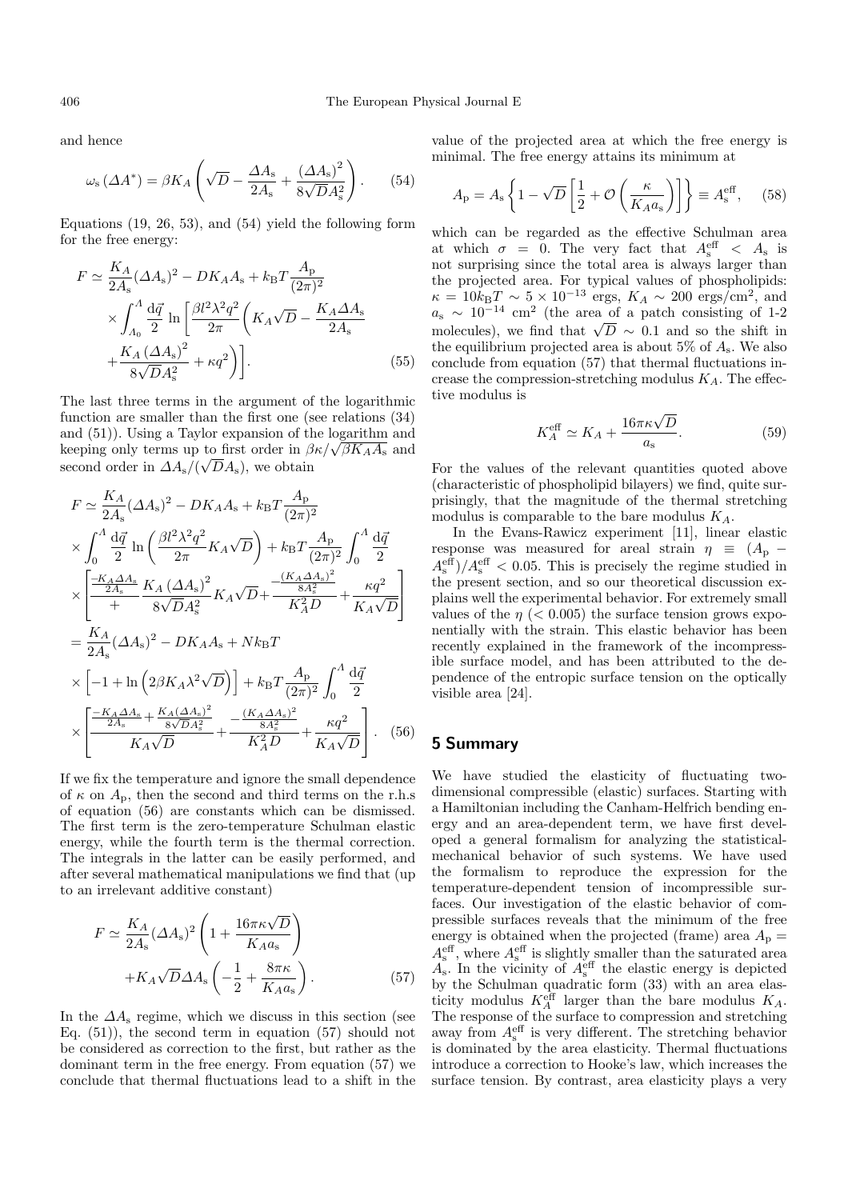and hence

$$\omega_{\rm s}\left(\Delta A^{*}\right)=\beta K_{A}\left(\sqrt{D}-\frac{\Delta A_{\rm s}}{2A_{\rm s}}+\frac{\left(\Delta A_{\rm s}\right)^{2}}{8\sqrt{D}A_{\rm s}^{2}}\right). \tag{54}$$

Equations (19, 26, 53), and (54) yield the following form for the free energy:

$$F\simeq\frac{K_A}{2A_{\rm s}}(\Delta A_{\rm s})^2-DK_AA_{\rm s}+k_{\rm B}T\frac{A_{\rm p}}{(2\pi)^2}\times\int_{\Lambda_0}^{\Lambda}\frac{{\rm d}\vec{q}}{2}\ln\left[\frac{\beta l^2\lambda^2q^2}{2\pi}\left(K_A\sqrt{D}-\frac{K_A\Delta A_{\rm s}}{2A_{\rm s}}+\frac{K_A\left(\Delta A_{\rm s}\right)^2}{8\sqrt{D}A_{\rm s}^2}+\kappa q^2\right)\right]. \tag{55}$$

The last three terms in the argument of the logarithmic function are smaller than the first one (see relations (34) and (51)). Using a Taylor expansion of the logarithm and keeping only terms up to first order in $\beta\kappa/\sqrt{\beta K_A A_{\rm s}}$ and second order in $\Delta A_{\rm s}/(\sqrt{D}A_{\rm s})$, we obtain

$$\begin{aligned}F&\simeq\frac{K_A}{2A_{\rm s}}(\Delta A_{\rm s})^2-DK_AA_{\rm s}+k_{\rm B}T\frac{A_{\rm p}}{(2\pi)^2}\\&\times\int_0^{\Lambda}\frac{{\rm d}\vec{q}}{2}\ln\left(\frac{\beta l^2\lambda^2q^2}{2\pi}K_A\sqrt{D}\right)+k_{\rm B}T\frac{A_{\rm p}}{(2\pi)^2}\int_0^{\Lambda}\frac{{\rm d}\vec{q}}{2}\\&\times\left[\frac{\frac{-K_A\Delta A_{\rm s}}{2A_{\rm s}}+\frac{K_A\left(\Delta A_{\rm s}\right)^2}{8\sqrt{D}A_{\rm s}^2}}{K_A\sqrt{D}}+\frac{-\frac{(K_A\Delta A_{\rm s})^2}{8A_{\rm s}^2}}{K_A^2D}+\frac{\kappa q^2}{K_A\sqrt{D}}\right]\\&=\frac{K_A}{2A_{\rm s}}(\Delta A_{\rm s})^2-DK_AA_{\rm s}+Nk_{\rm B}T\\&\times\left[-1+\ln\left(2\beta K_A\lambda^2\sqrt{D}\right)\right]+k_{\rm B}T\frac{A_{\rm p}}{(2\pi)^2}\int_0^{\Lambda}\frac{{\rm d}\vec{q}}{2}\\&\times\left[\frac{\frac{-K_A\Delta A_{\rm s}}{2A_{\rm s}}+\frac{K_A(\Delta A_{\rm s})^2}{8\sqrt{D}A_{\rm s}^2}}{K_A\sqrt{D}}+\frac{-\frac{(K_A\Delta A_{\rm s})^2}{8A_{\rm s}^2}}{K_A^2D}+\frac{\kappa q^2}{K_A\sqrt{D}}\right].\end{aligned} \tag{56}$$

If we fix the temperature and ignore the small dependence of $\kappa$ on $A_{\rm p}$, then the second and third terms on the r.h.s of equation (56) are constants which can be dismissed. The first term is the zero-temperature Schulman elastic energy, while the fourth term is the thermal correction. The integrals in the latter can be easily performed, and after several mathematical manipulations we find that (up to an irrelevant additive constant)

$$F\simeq\frac{K_A}{2A_{\rm s}}(\Delta A_{\rm s})^2\left(1+\frac{16\pi\kappa\sqrt{D}}{K_Aa_{\rm s}}\right)+K_A\sqrt{D}\Delta A_{\rm s}\left(-\frac{1}{2}+\frac{8\pi\kappa}{K_Aa_{\rm s}}\right). \tag{57}$$

In the $\Delta A_{\rm s}$ regime, which we discuss in this section (see Eq. (51)), the second term in equation (57) should not be considered as correction to the first, but rather as the dominant term in the free energy. From equation (57) we conclude that thermal fluctuations lead to a shift in the value of the projected area at which the free energy is minimal. The free energy attains its minimum at

$$A_{\rm p}=A_{\rm s}\left\{1-\sqrt{D}\left[\frac{1}{2}+\mathcal{O}\left(\frac{\kappa}{K_Aa_{\rm s}}\right)\right]\right\}\equiv A_{\rm s}^{\rm eff}, \tag{58}$$

which can be regarded as the effective Schulman area at which $\sigma=0$. The very fact that $A_{\rm s}^{\rm eff}<A_{\rm s}$ is not surprising since the total area is always larger than the projected area. For typical values of phospholipids: $\kappa=10k_{\rm B}T\sim5\times10^{-13}$ ergs, $K_A\sim200$ ergs/cm$^2$, and $a_{\rm s}\sim10^{-14}$ cm$^2$ (the area of a patch consisting of 1-2 molecules), we find that $\sqrt{D}\sim0.1$ and so the shift in the equilibrium projected area is about 5% of $A_{\rm s}$. We also conclude from equation (57) that thermal fluctuations increase the compression-stretching modulus $K_A$. The effective modulus is

$$K_A^{\rm eff}\simeq K_A+\frac{16\pi\kappa\sqrt{D}}{a_{\rm s}}. \tag{59}$$

For the values of the relevant quantities quoted above (characteristic of phospholipid bilayers) we find, quite surprisingly, that the magnitude of the thermal stretching modulus is comparable to the bare modulus $K_A$.

In the Evans-Rawicz experiment [11], linear elastic response was measured for areal strain $\eta\equiv(A_{\rm p}-A_{\rm s}^{\rm eff})/A_{\rm s}^{\rm eff}<0.05$. This is precisely the regime studied in the present section, and so our theoretical discussion explains well the experimental behavior. For extremely small values of the $\eta$ ($<0.005$) the surface tension grows exponentially with the strain. This elastic behavior has been recently explained in the framework of the incompressible surface model, and has been attributed to the dependence of the entropic surface tension on the optically visible area [24].

## 5 Summary

We have studied the elasticity of fluctuating two-dimensional compressible (elastic) surfaces. Starting with a Hamiltonian including the Canham-Helfrich bending energy and an area-dependent term, we have first developed a general formalism for analyzing the statistical-mechanical behavior of such systems. We have used the formalism to reproduce the expression for the temperature-dependent tension of incompressible surfaces. Our investigation of the elastic behavior of compressible surfaces reveals that the minimum of the free energy is obtained when the projected (frame) area $A_{\rm p}=A_{\rm s}^{\rm eff}$, where $A_{\rm s}^{\rm eff}$ is slightly smaller than the saturated area $A_{\rm s}$. In the vicinity of $A_{\rm s}^{\rm eff}$ the elastic energy is depicted by the Schulman quadratic form (33) with an area elasticity modulus $K_A^{\rm eff}$ larger than the bare modulus $K_A$. The response of the surface to compression and stretching away from $A_{\rm s}^{\rm eff}$ is very different. The stretching behavior is dominated by the area elasticity. Thermal fluctuations introduce a correction to Hooke's law, which increases the surface tension. By contrast, area elasticity plays a very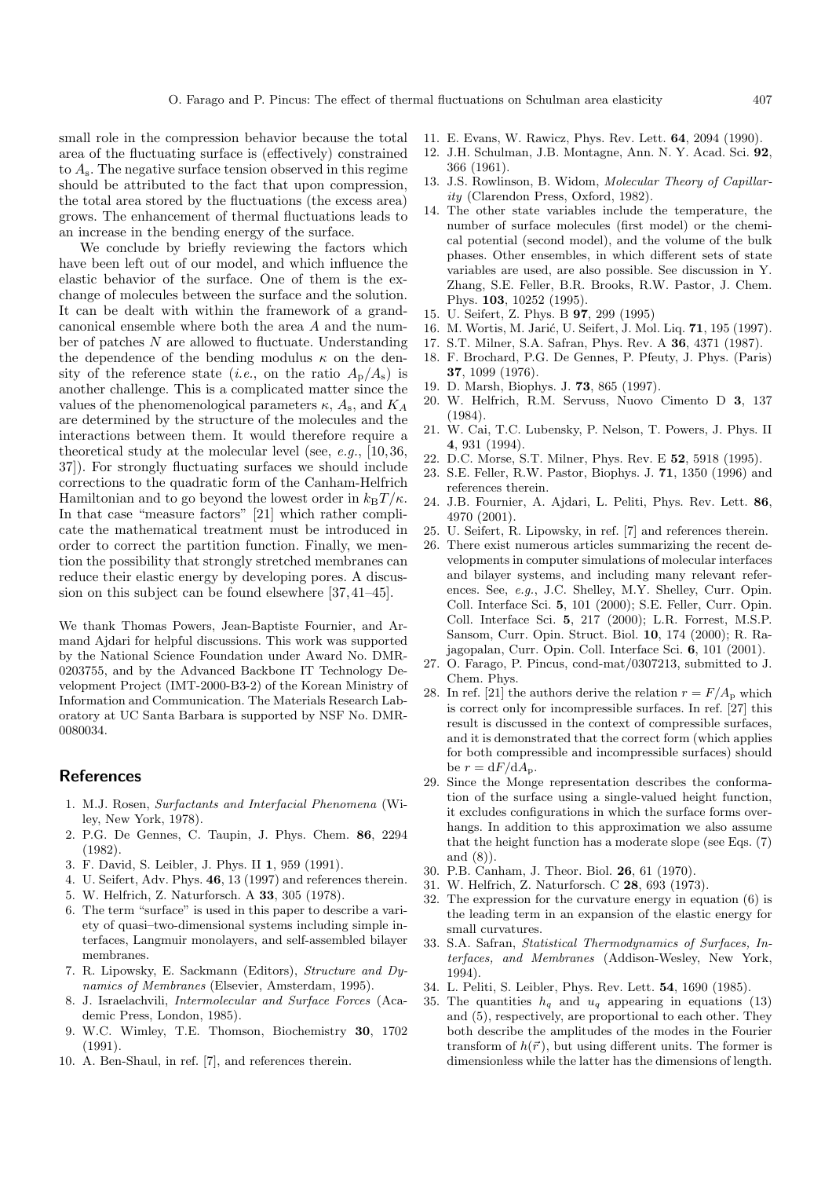small role in the compression behavior because the total area of the fluctuating surface is (effectively) constrained to $A_s$. The negative surface tension observed in this regime should be attributed to the fact that upon compression, the total area stored by the fluctuations (the excess area) grows. The enhancement of thermal fluctuations leads to an increase in the bending energy of the surface.

We conclude by briefly reviewing the factors which have been left out of our model, and which influence the elastic behavior of the surface. One of them is the exchange of molecules between the surface and the solution. It can be dealt with within the framework of a grand-canonical ensemble where both the area $A$ and the number of patches $N$ are allowed to fluctuate. Understanding the dependence of the bending modulus $\kappa$ on the density of the reference state (*i.e.*, on the ratio $A_p/A_s$) is another challenge. This is a complicated matter since the values of the phenomenological parameters $\kappa$, $A_s$, and $K_A$ are determined by the structure of the molecules and the interactions between them. It would therefore require a theoretical study at the molecular level (see, *e.g.*, [10,36,37]). For strongly fluctuating surfaces we should include corrections to the quadratic form of the Canham-Helfrich Hamiltonian and to go beyond the lowest order in $k_BT/\kappa$. In that case "measure factors" [21] which rather complicate the mathematical treatment must be introduced in order to correct the partition function. Finally, we mention the possibility that strongly stretched membranes can reduce their elastic energy by developing pores. A discussion on this subject can be found elsewhere [37,41–45].

We thank Thomas Powers, Jean-Baptiste Fournier, and Armand Ajdari for helpful discussions. This work was supported by the National Science Foundation under Award No. DMR-0203755, and by the Advanced Backbone IT Technology Development Project (IMT-2000-B3-2) of the Korean Ministry of Information and Communication. The Materials Research Laboratory at UC Santa Barbara is supported by NSF No. DMR-0080034.

## References

1. M.J. Rosen, *Surfactants and Interfacial Phenomena* (Wiley, New York, 1978).
2. P.G. De Gennes, C. Taupin, J. Phys. Chem. **86**, 2294 (1982).
3. F. David, S. Leibler, J. Phys. II **1**, 959 (1991).
4. U. Seifert, Adv. Phys. **46**, 13 (1997) and references therein.
5. W. Helfrich, Z. Naturforsch. A **33**, 305 (1978).
6. The term "surface" is used in this paper to describe a variety of quasi–two-dimensional systems including simple interfaces, Langmuir monolayers, and self-assembled bilayer membranes.
7. R. Lipowsky, E. Sackmann (Editors), *Structure and Dynamics of Membranes* (Elsevier, Amsterdam, 1995).
8. J. Israelachvili, *Intermolecular and Surface Forces* (Academic Press, London, 1985).
9. W.C. Wimley, T.E. Thomson, Biochemistry **30**, 1702 (1991).
10. A. Ben-Shaul, in ref. [7], and references therein.
11. E. Evans, W. Rawicz, Phys. Rev. Lett. **64**, 2094 (1990).
12. J.H. Schulman, J.B. Montagne, Ann. N. Y. Acad. Sci. **92**, 366 (1961).
13. J.S. Rowlinson, B. Widom, *Molecular Theory of Capillarity* (Clarendon Press, Oxford, 1982).
14. The other state variables include the temperature, the number of surface molecules (first model) or the chemical potential (second model), and the volume of the bulk phases. Other ensembles, in which different sets of state variables are used, are also possible. See discussion in Y. Zhang, S.E. Feller, B.R. Brooks, R.W. Pastor, J. Chem. Phys. **103**, 10252 (1995).
15. U. Seifert, Z. Phys. B **97**, 299 (1995)
16. M. Wortis, M. Jarić, U. Seifert, J. Mol. Liq. **71**, 195 (1997).
17. S.T. Milner, S.A. Safran, Phys. Rev. A **36**, 4371 (1987).
18. F. Brochard, P.G. De Gennes, P. Pfeuty, J. Phys. (Paris) **37**, 1099 (1976).
19. D. Marsh, Biophys. J. **73**, 865 (1997).
20. W. Helfrich, R.M. Servuss, Nuovo Cimento D **3**, 137 (1984).
21. W. Cai, T.C. Lubensky, P. Nelson, T. Powers, J. Phys. II **4**, 931 (1994).
22. D.C. Morse, S.T. Milner, Phys. Rev. E **52**, 5918 (1995).
23. S.E. Feller, R.W. Pastor, Biophys. J. **71**, 1350 (1996) and references therein.
24. J.B. Fournier, A. Ajdari, L. Peliti, Phys. Rev. Lett. **86**, 4970 (2001).
25. U. Seifert, R. Lipowsky, in ref. [7] and references therein.
26. There exist numerous articles summarizing the recent developments in computer simulations of molecular interfaces and bilayer systems, and including many relevant references. See, *e.g.*, J.C. Shelley, M.Y. Shelley, Curr. Opin. Coll. Interface Sci. **5**, 101 (2000); S.E. Feller, Curr. Opin. Coll. Interface Sci. **5**, 217 (2000); L.R. Forrest, M.S.P. Sansom, Curr. Opin. Struct. Biol. **10**, 174 (2000); R. Rajagopalan, Curr. Opin. Coll. Interface Sci. **6**, 101 (2001).
27. O. Farago, P. Pincus, cond-mat/0307213, submitted to J. Chem. Phys.
28. In ref. [21] the authors derive the relation $r = F/A_p$ which is correct only for incompressible surfaces. In ref. [27] this result is discussed in the context of compressible surfaces, and it is demonstrated that the correct form (which applies for both compressible and incompressible surfaces) should be $r = \mathrm{d}F/\mathrm{d}A_p$.
29. Since the Monge representation describes the conformation of the surface using a single-valued height function, it excludes configurations in which the surface forms overhangs. In addition to this approximation we also assume that the height function has a moderate slope (see Eqs. (7) and (8)).
30. P.B. Canham, J. Theor. Biol. **26**, 61 (1970).
31. W. Helfrich, Z. Naturforsch. C **28**, 693 (1973).
32. The expression for the curvature energy in equation (6) is the leading term in an expansion of the elastic energy for small curvatures.
33. S.A. Safran, *Statistical Thermodynamics of Surfaces, Interfaces, and Membranes* (Addison-Wesley, New York, 1994).
34. L. Peliti, S. Leibler, Phys. Rev. Lett. **54**, 1690 (1985).
35. The quantities $h_q$ and $u_q$ appearing in equations (13) and (5), respectively, are proportional to each other. They both describe the amplitudes of the modes in the Fourier transform of $h(\vec{r})$, but using different units. The former is dimensionless while the latter has the dimensions of length.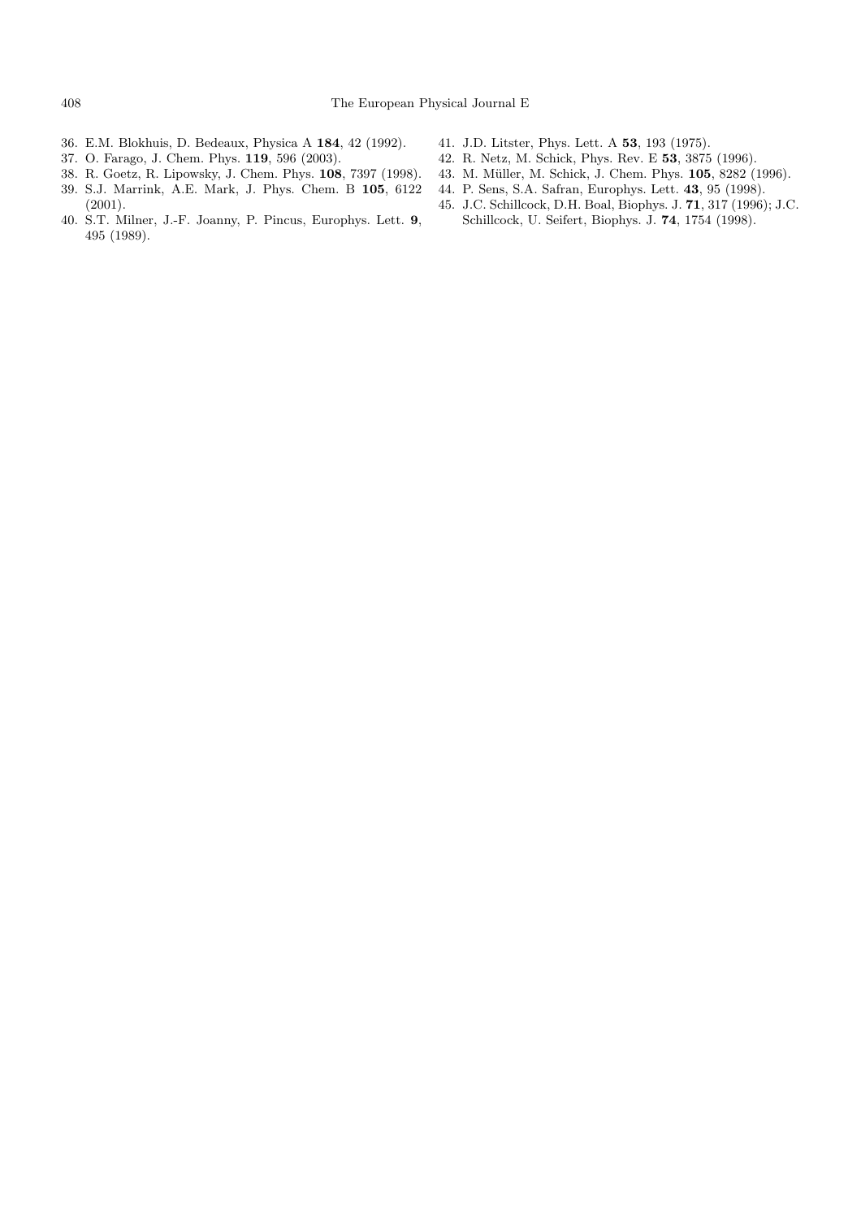36. E.M. Blokhuis, D. Bedeaux, Physica A **184**, 42 (1992).
37. O. Farago, J. Chem. Phys. **119**, 596 (2003).
38. R. Goetz, R. Lipowsky, J. Chem. Phys. **108**, 7397 (1998).
39. S.J. Marrink, A.E. Mark, J. Phys. Chem. B **105**, 6122 (2001).
40. S.T. Milner, J.-F. Joanny, P. Pincus, Europhys. Lett. **9**, 495 (1989).
41. J.D. Litster, Phys. Lett. A **53**, 193 (1975).
42. R. Netz, M. Schick, Phys. Rev. E **53**, 3875 (1996).
43. M. Müller, M. Schick, J. Chem. Phys. **105**, 8282 (1996).
44. P. Sens, S.A. Safran, Europhys. Lett. **43**, 95 (1998).
45. J.C. Schillcock, D.H. Boal, Biophys. J. **71**, 317 (1996); J.C. Schillcock, U. Seifert, Biophys. J. **74**, 1754 (1998).